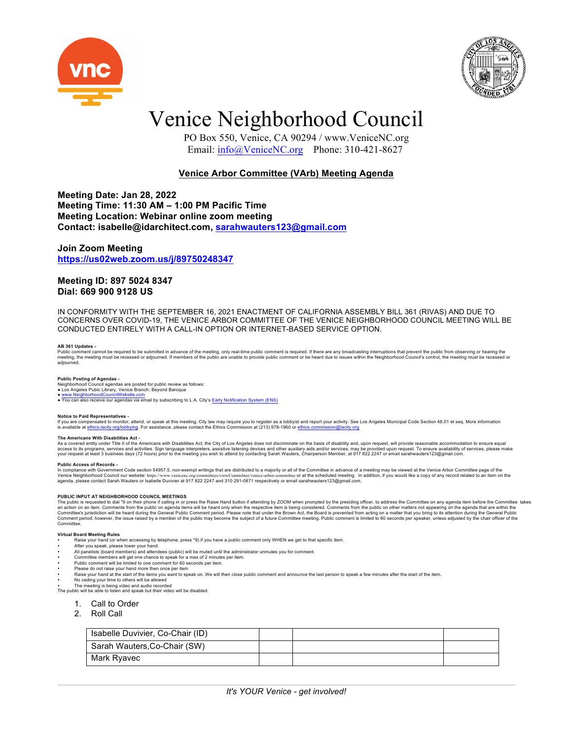# Venice Neighborhood Council

PO Box 550, Venice, CA 90294 / www.VeniceNC.org
Email: info@VeniceNC.org Phone: 310-421-8627

## Venice Arbor Committee (VArb) Meeting Agenda

**Meeting Date: Jan 28, 2022**
**Meeting Time: 11:30 AM – 1:00 PM Pacific Time**
**Meeting Location: Webinar online zoom meeting**
**Contact: isabelle@idarchitect.com, sarahwauters123@gmail.com**

**Join Zoom Meeting**
**https://us02web.zoom.us/j/89750248347**

**Meeting ID: 897 5024 8347**
**Dial: 669 900 9128 US**

IN CONFORMITY WITH THE SEPTEMBER 16, 2021 ENACTMENT OF CALIFORNIA ASSEMBLY BILL 361 (RIVAS) AND DUE TO CONCERNS OVER COVID-19, THE VENICE ARBOR COMMITTEE OF THE VENICE NEIGHBORHOOD COUNCIL MEETING WILL BE CONDUCTED ENTIRELY WITH A CALL-IN OPTION OR INTERNET-BASED SERVICE OPTION.

**AB 361 Updates -**
Public comment cannot be required to be submitted in advance of the meeting, only real-time public comment is required. If there are any broadcasting interruptions that prevent the public from observing or hearing the meeting, the meeting must be recessed or adjourned. If members of the public are unable to provide public comment or be heard due to issues within the Neighborhood Council's control, the meeting must be recessed or adjourned.

**Public Posting of Agendas -**
Neighborhood Council agendas are posted for public review as follows:
- Los Angeles Pubic Library, Venice Branch; Beyond Baroque
- www.NeighborhoodCouncilWebsite.com
- You can also receive our agendas via email by subscribing to L.A. City's Early Notification System (ENS)

**Notice to Paid Representatives -**
If you are compensated to monitor, attend, or speak at this meeting, City law may require you to register as a lobbyist and report your activity. See Los Angeles Municipal Code Section 48.01 et seq. More information is available at ethics.lacity.org/lobbying. For assistance, please contact the Ethics Commission at (213) 978-1960 or ethics.commission@lacity.org

**The Americans With Disabilities Act -**
As a covered entity under Title II of the Americans with Disabilities Act, the City of Los Angeles does not discriminate on the basis of disability and, upon request, will provide reasonable accommodation to ensure equal access to its programs, services and activities. Sign language interpreters, assistive listening devices and other auxiliary aids and/or services, may be provided upon request. To ensure availability of services, please make your request at least 3 business days (72 hours) prior to the meeting you wish to attend by contacting Sarah Wauters, Chairperson Member, at 917 822 2247 or email sarahwauters123@gmail.com.

**Public Access of Records -**
In compliance with Government Code section 54957.5, non-exempt writings that are distributed to a majority or all of the Committee in advance of a meeting may be viewed at the Venice Arbor Committee page of the Venice Neighborhood Council our website: https://www.venicenc.org/committees/viewCommittee/venice-arbor-committee or at the scheduled meeting. In addition, if you would like a copy of any record related to an item on the agenda, please contact Sarah Wauters or Isabelle Duvivier at 917 822 2247 and 310 291-0871 respectively or email sarahwauters123@gmail.com.

**PUBLIC INPUT AT NEIGHBORHOOD COUNCIL MEETINGS**
The public is requested to dial *9 on their phone if calling in or press the Raise Hand button if attending by ZOOM when prompted by the presiding officer, to address the Committee on any agenda item before the Committee takes an action on an item. Comments from the public on agenda items will be heard only when the respective item is being considered. Comments from the public on other matters not appearing on the agenda that are within the Committee's jurisdiction will be heard during the General Public Comment period. Please note that under the Brown Act, the Board is prevented from acting on a matter that you bring to its attention during the General Public Comment period; however, the issue raised by a member of the public may become the subject of a future Committee meeting. Public comment is limited to 60 seconds per speaker, unless adjusted by the chair officer of the Committee.

**Virtual Board Meeting Rules**
- Raise your hand (or when accessing by telephone, press *9) if you have a public comment only WHEN we get to that specific item.
- After you speak, please lower your hand.
- All panelists (board members) and attendees (public) will be muted until the administrator unmutes you for comment.
- Committee members will get one chance to speak for a max of 2 minutes per item.
- Public comment will be limited to one comment for 60 seconds per item.
- Please do not raise your hand more then once per item
- Raise your hand at the start of the items you want to speak on. We will then close public comment and announce the last person to speak a few minutes after the start of the item.
- No ceding your time to others will be allowed
- The meeting is being video and audio recorded

The public will be able to listen and speak but their video will be disabled.

1. Call to Order
2. Roll Call

| | | | |
|---|---|---|---|
| Isabelle Duvivier, Co-Chair (ID) | | | |
| Sarah Wauters,Co-Chair (SW) | | | |
| Mark Ryavec | | | |

*It's YOUR Venice - get involved!*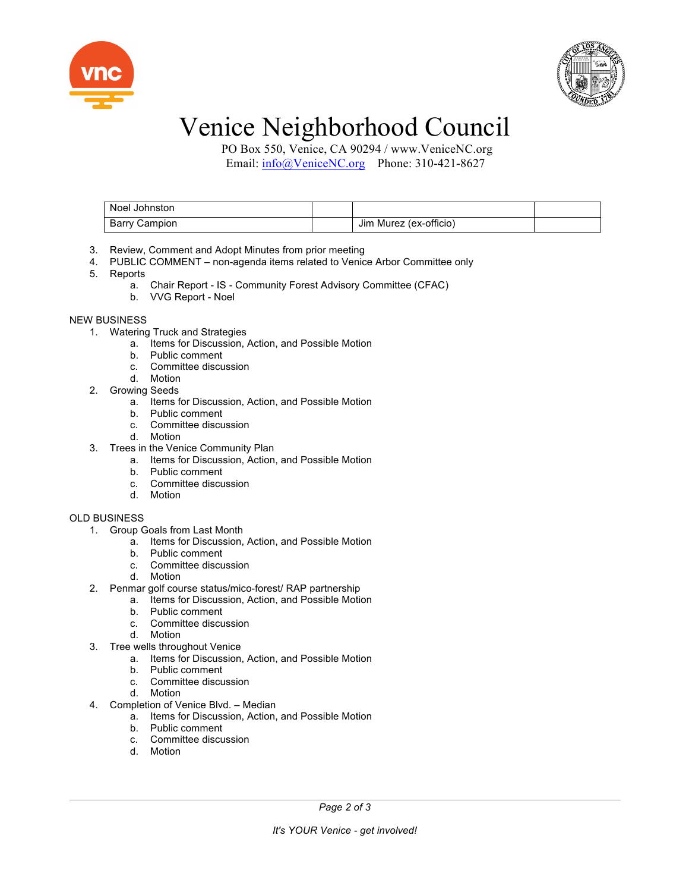# Venice Neighborhood Council

PO Box 550, Venice, CA 90294 / www.VeniceNC.org
Email: info@VeniceNC.org Phone: 310-421-8627

| | | | |
|---|---|---|---|
| Noel Johnston | | | |
| Barry Campion | | Jim Murez (ex-officio) | |

3. Review, Comment and Adopt Minutes from prior meeting
4. PUBLIC COMMENT – non-agenda items related to Venice Arbor Committee only
5. Reports
   a. Chair Report - IS - Community Forest Advisory Committee (CFAC)
   b. VVG Report - Noel

NEW BUSINESS

1. Watering Truck and Strategies
   a. Items for Discussion, Action, and Possible Motion
   b. Public comment
   c. Committee discussion
   d. Motion
2. Growing Seeds
   a. Items for Discussion, Action, and Possible Motion
   b. Public comment
   c. Committee discussion
   d. Motion
3. Trees in the Venice Community Plan
   a. Items for Discussion, Action, and Possible Motion
   b. Public comment
   c. Committee discussion
   d. Motion

OLD BUSINESS

1. Group Goals from Last Month
   a. Items for Discussion, Action, and Possible Motion
   b. Public comment
   c. Committee discussion
   d. Motion
2. Penmar golf course status/mico-forest/ RAP partnership
   a. Items for Discussion, Action, and Possible Motion
   b. Public comment
   c. Committee discussion
   d. Motion
3. Tree wells throughout Venice
   a. Items for Discussion, Action, and Possible Motion
   b. Public comment
   c. Committee discussion
   d. Motion
4. Completion of Venice Blvd. – Median
   a. Items for Discussion, Action, and Possible Motion
   b. Public comment
   c. Committee discussion
   d. Motion

*It's YOUR Venice - get involved!*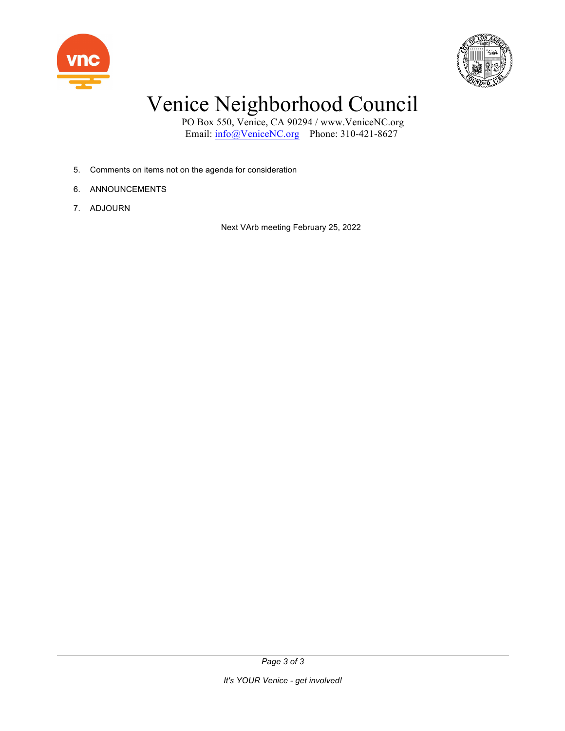# Venice Neighborhood Council

PO Box 550, Venice, CA 90294 / www.VeniceNC.org
Email: info@VeniceNC.org    Phone: 310-421-8627

5. Comments on items not on the agenda for consideration
6. ANNOUNCEMENTS
7. ADJOURN

Next VArb meeting February 25, 2022

*It's YOUR Venice - get involved!*